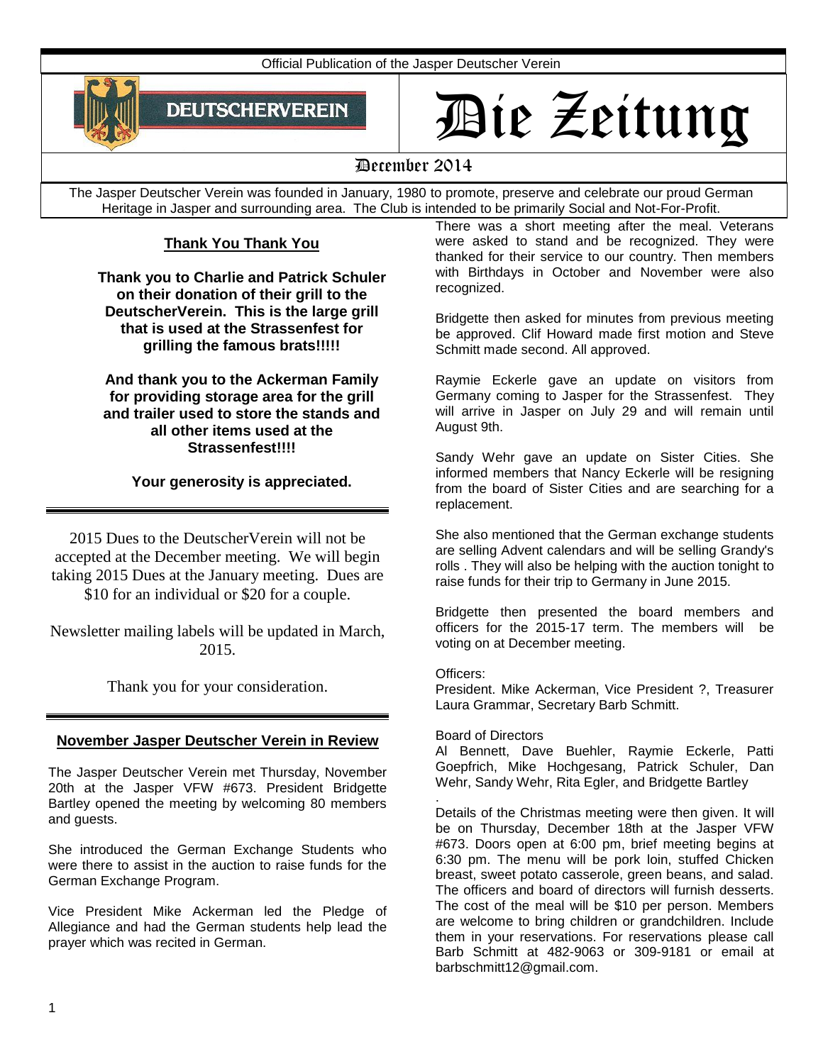Official Publication of the Jasper Deutscher Verein

DEUTSCHERVEREIN

# Die Zeitung

December 2014

The Jasper Deutscher Verein was founded in January, 1980 to promote, preserve and celebrate our proud German Heritage in Jasper and surrounding area. The Club is intended to be primarily Social and Not-For-Profit.

## Thank You Thank You

**Thank you to Charlie and Patrick Schuler on their donation of their grill to the DeutscherVerein. This is the large grill that is used at the Strassenfest for grilling the famous brats!!!!!**

**And thank you to the Ackerman Family for providing storage area for the grill and trailer used to store the stands and all other items used at the Strassenfest!!!!**

**Your generosity is appreciated.**

---

2015 Dues to the DeutscherVerein will not be accepted at the December meeting. We will begin taking 2015 Dues at the January meeting. Dues are $10 for an individual or $20 for a couple.

Newsletter mailing labels will be updated in March, 2015.

Thank you for your consideration.

---

## November Jasper Deutscher Verein in Review

The Jasper Deutscher Verein met Thursday, November 20th at the Jasper VFW #673. President Bridgette Bartley opened the meeting by welcoming 80 members and guests.

She introduced the German Exchange Students who were there to assist in the auction to raise funds for the German Exchange Program.

Vice President Mike Ackerman led the Pledge of Allegiance and had the German students help lead the prayer which was recited in German.

There was a short meeting after the meal. Veterans were asked to stand and be recognized. They were thanked for their service to our country. Then members with Birthdays in October and November were also recognized.

Bridgette then asked for minutes from previous meeting be approved. Clif Howard made first motion and Steve Schmitt made second. All approved.

Raymie Eckerle gave an update on visitors from Germany coming to Jasper for the Strassenfest. They will arrive in Jasper on July 29 and will remain until August 9th.

Sandy Wehr gave an update on Sister Cities. She informed members that Nancy Eckerle will be resigning from the board of Sister Cities and are searching for a replacement.

She also mentioned that the German exchange students are selling Advent calendars and will be selling Grandy's rolls . They will also be helping with the auction tonight to raise funds for their trip to Germany in June 2015.

Bridgette then presented the board members and officers for the 2015-17 term. The members will be voting on at December meeting.

Officers:
President. Mike Ackerman, Vice President ?, Treasurer Laura Grammar, Secretary Barb Schmitt.

Board of Directors
Al Bennett, Dave Buehler, Raymie Eckerle, Patti Goepfrich, Mike Hochgesang, Patrick Schuler, Dan Wehr, Sandy Wehr, Rita Egler, and Bridgette Bartley

Details of the Christmas meeting were then given. It will be on Thursday, December 18th at the Jasper VFW #673. Doors open at 6:00 pm, brief meeting begins at 6:30 pm. The menu will be pork loin, stuffed Chicken breast, sweet potato casserole, green beans, and salad. The officers and board of directors will furnish desserts. The cost of the meal will be $10 per person. Members are welcome to bring children or grandchildren. Include them in your reservations. For reservations please call Barb Schmitt at 482-9063 or 309-9181 or email at barbschmitt12@gmail.com.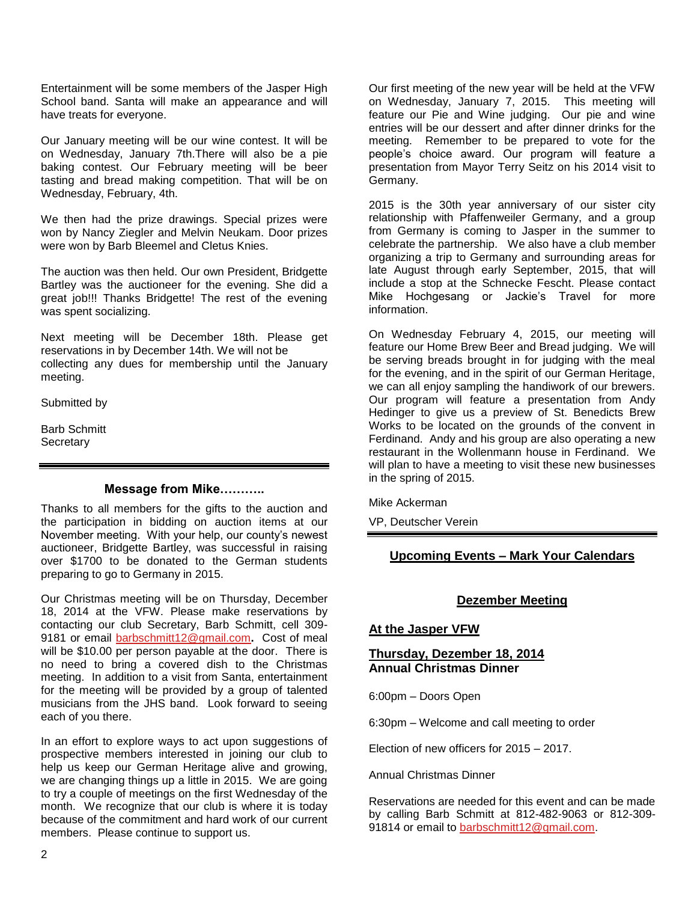Entertainment will be some members of the Jasper High School band. Santa will make an appearance and will have treats for everyone.

Our January meeting will be our wine contest. It will be on Wednesday, January 7th.There will also be a pie baking contest. Our February meeting will be beer tasting and bread making competition. That will be on Wednesday, February, 4th.

We then had the prize drawings. Special prizes were won by Nancy Ziegler and Melvin Neukam. Door prizes were won by Barb Bleemel and Cletus Knies.

The auction was then held. Our own President, Bridgette Bartley was the auctioneer for the evening. She did a great job!!! Thanks Bridgette! The rest of the evening was spent socializing.

Next meeting will be December 18th. Please get reservations in by December 14th. We will not be collecting any dues for membership until the January meeting.

Submitted by

Barb Schmitt
Secretary

---

### Message from Mike………..

Thanks to all members for the gifts to the auction and the participation in bidding on auction items at our November meeting. With your help, our county's newest auctioneer, Bridgette Bartley, was successful in raising over $1700 to be donated to the German students preparing to go to Germany in 2015.

Our Christmas meeting will be on Thursday, December 18, 2014 at the VFW. Please make reservations by contacting our club Secretary, Barb Schmitt, cell 309-9181 or email barbschmitt12@gmail.com**.** Cost of meal will be $10.00 per person payable at the door. There is no need to bring a covered dish to the Christmas meeting. In addition to a visit from Santa, entertainment for the meeting will be provided by a group of talented musicians from the JHS band. Look forward to seeing each of you there.

In an effort to explore ways to act upon suggestions of prospective members interested in joining our club to help us keep our German Heritage alive and growing, we are changing things up a little in 2015. We are going to try a couple of meetings on the first Wednesday of the month. We recognize that our club is where it is today because of the commitment and hard work of our current members. Please continue to support us.

Our first meeting of the new year will be held at the VFW on Wednesday, January 7, 2015. This meeting will feature our Pie and Wine judging. Our pie and wine entries will be our dessert and after dinner drinks for the meeting. Remember to be prepared to vote for the people's choice award. Our program will feature a presentation from Mayor Terry Seitz on his 2014 visit to Germany.

2015 is the 30th year anniversary of our sister city relationship with Pfaffenweiler Germany, and a group from Germany is coming to Jasper in the summer to celebrate the partnership. We also have a club member organizing a trip to Germany and surrounding areas for late August through early September, 2015, that will include a stop at the Schnecke Fescht. Please contact Mike Hochgesang or Jackie's Travel for more information.

On Wednesday February 4, 2015, our meeting will feature our Home Brew Beer and Bread judging. We will be serving breads brought in for judging with the meal for the evening, and in the spirit of our German Heritage, we can all enjoy sampling the handiwork of our brewers. Our program will feature a presentation from Andy Hedinger to give us a preview of St. Benedicts Brew Works to be located on the grounds of the convent in Ferdinand. Andy and his group are also operating a new restaurant in the Wollenmann house in Ferdinand. We will plan to have a meeting to visit these new businesses in the spring of 2015.

Mike Ackerman

VP, Deutscher Verein

---

## Upcoming Events – Mark Your Calendars

### Dezember Meeting

**At the Jasper VFW**

**Thursday, Dezember 18, 2014**
**Annual Christmas Dinner**

6:00pm – Doors Open

6:30pm – Welcome and call meeting to order

Election of new officers for 2015 – 2017.

Annual Christmas Dinner

Reservations are needed for this event and can be made by calling Barb Schmitt at 812-482-9063 or 812-309-91814 or email to barbschmitt12@gmail.com.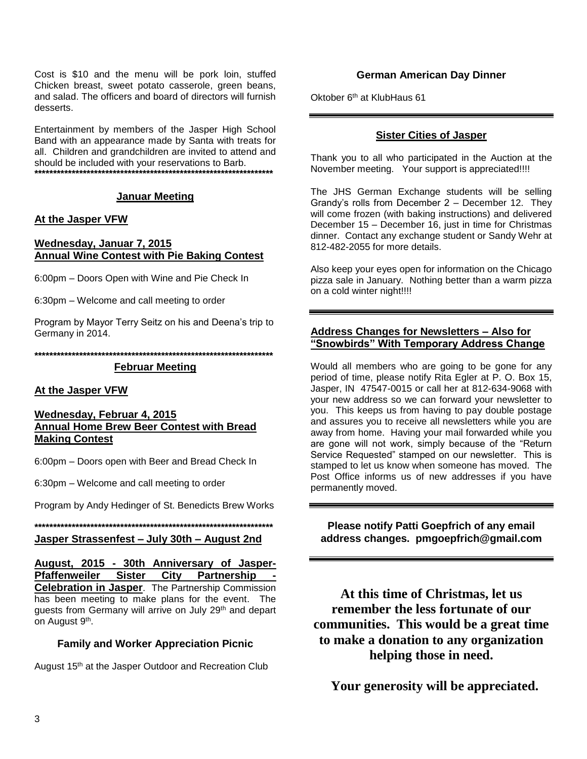Cost is $10 and the menu will be pork loin, stuffed Chicken breast, sweet potato casserole, green beans, and salad. The officers and board of directors will furnish desserts.

Entertainment by members of the Jasper High School Band with an appearance made by Santa with treats for all. Children and grandchildren are invited to attend and should be included with your reservations to Barb.

*********************************************************************

## Januar Meeting

**At the Jasper VFW**

**Wednesday, Januar 7, 2015**
**Annual Wine Contest with Pie Baking Contest**

6:00pm – Doors Open with Wine and Pie Check In

6:30pm – Welcome and call meeting to order

Program by Mayor Terry Seitz on his and Deena's trip to Germany in 2014.

*********************************************************************

## Februar Meeting

**At the Jasper VFW**

**Wednesday, Februar 4, 2015**
**Annual Home Brew Beer Contest with Bread Making Contest**

6:00pm – Doors open with Beer and Bread Check In

6:30pm – Welcome and call meeting to order

Program by Andy Hedinger of St. Benedicts Brew Works

*********************************************************************

**Jasper Strassenfest – July 30th – August 2nd**

**August, 2015 - 30th Anniversary of Jasper-Pfaffenweiler Sister City Partnership - Celebration in Jasper**. The Partnership Commission has been meeting to make plans for the event. The guests from Germany will arrive on July 29th and depart on August 9th.

## Family and Worker Appreciation Picnic

August 15th at the Jasper Outdoor and Recreation Club

## German American Day Dinner

Oktober 6th at KlubHaus 61

## Sister Cities of Jasper

Thank you to all who participated in the Auction at the November meeting. Your support is appreciated!!!!

The JHS German Exchange students will be selling Grandy's rolls from December 2 – December 12. They will come frozen (with baking instructions) and delivered December 15 – December 16, just in time for Christmas dinner. Contact any exchange student or Sandy Wehr at 812-482-2055 for more details.

Also keep your eyes open for information on the Chicago pizza sale in January. Nothing better than a warm pizza on a cold winter night!!!!

## Address Changes for Newsletters – Also for "Snowbirds" With Temporary Address Change

Would all members who are going to be gone for any period of time, please notify Rita Egler at P. O. Box 15, Jasper, IN 47547-0015 or call her at 812-634-9068 with your new address so we can forward your newsletter to you. This keeps us from having to pay double postage and assures you to receive all newsletters while you are away from home. Having your mail forwarded while you are gone will not work, simply because of the "Return Service Requested" stamped on our newsletter. This is stamped to let us know when someone has moved. The Post Office informs us of new addresses if you have permanently moved.

**Please notify Patti Goepfrich of any email address changes. pmgoepfrich@gmail.com**

**At this time of Christmas, let us remember the less fortunate of our communities. This would be a great time to make a donation to any organization helping those in need.**

**Your generosity will be appreciated.**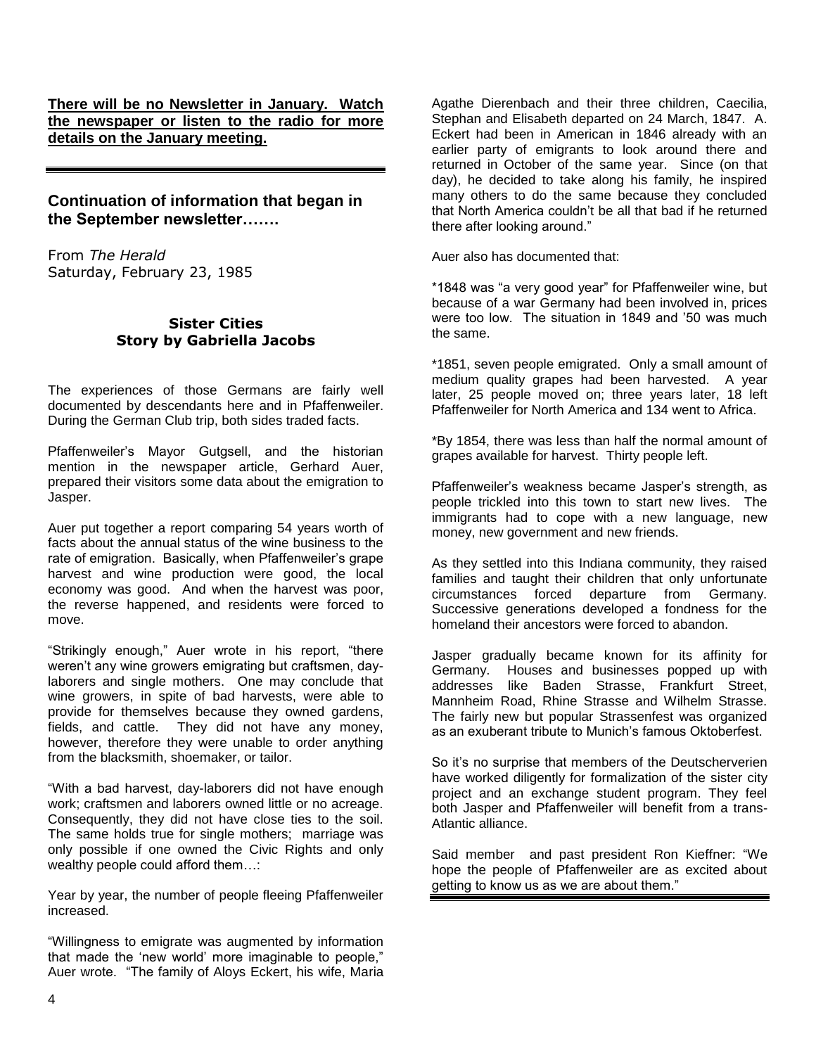**There will be no Newsletter in January. Watch the newspaper or listen to the radio for more details on the January meeting.**

---

## Continuation of information that began in the September newsletter…….

From *The Herald*
Saturday, February 23, 1985

### Sister Cities
### Story by Gabriella Jacobs

The experiences of those Germans are fairly well documented by descendants here and in Pfaffenweiler. During the German Club trip, both sides traded facts.

Pfaffenweiler's Mayor Gutgsell, and the historian mention in the newspaper article, Gerhard Auer, prepared their visitors some data about the emigration to Jasper.

Auer put together a report comparing 54 years worth of facts about the annual status of the wine business to the rate of emigration. Basically, when Pfaffenweiler's grape harvest and wine production were good, the local economy was good. And when the harvest was poor, the reverse happened, and residents were forced to move.

"Strikingly enough," Auer wrote in his report, "there weren't any wine growers emigrating but craftsmen, day-laborers and single mothers. One may conclude that wine growers, in spite of bad harvests, were able to provide for themselves because they owned gardens, fields, and cattle. They did not have any money, however, therefore they were unable to order anything from the blacksmith, shoemaker, or tailor.

"With a bad harvest, day-laborers did not have enough work; craftsmen and laborers owned little or no acreage. Consequently, they did not have close ties to the soil. The same holds true for single mothers; marriage was only possible if one owned the Civic Rights and only wealthy people could afford them…:

Year by year, the number of people fleeing Pfaffenweiler increased.

"Willingness to emigrate was augmented by information that made the 'new world' more imaginable to people," Auer wrote. "The family of Aloys Eckert, his wife, Maria Agathe Dierenbach and their three children, Caecilia, Stephan and Elisabeth departed on 24 March, 1847. A. Eckert had been in American in 1846 already with an earlier party of emigrants to look around there and returned in October of the same year. Since (on that day), he decided to take along his family, he inspired many others to do the same because they concluded that North America couldn't be all that bad if he returned there after looking around."

Auer also has documented that:

*1848 was "a very good year" for Pfaffenweiler wine, but because of a war Germany had been involved in, prices were too low. The situation in 1849 and '50 was much the same.

*1851, seven people emigrated. Only a small amount of medium quality grapes had been harvested. A year later, 25 people moved on; three years later, 18 left Pfaffenweiler for North America and 134 went to Africa.

*By 1854, there was less than half the normal amount of grapes available for harvest. Thirty people left.

Pfaffenweiler's weakness became Jasper's strength, as people trickled into this town to start new lives. The immigrants had to cope with a new language, new money, new government and new friends.

As they settled into this Indiana community, they raised families and taught their children that only unfortunate circumstances forced departure from Germany. Successive generations developed a fondness for the homeland their ancestors were forced to abandon.

Jasper gradually became known for its affinity for Germany. Houses and businesses popped up with addresses like Baden Strasse, Frankfurt Street, Mannheim Road, Rhine Strasse and Wilhelm Strasse. The fairly new but popular Strassenfest was organized as an exuberant tribute to Munich's famous Oktoberfest.

So it's no surprise that members of the Deutscherverien have worked diligently for formalization of the sister city project and an exchange student program. They feel both Jasper and Pfaffenweiler will benefit from a trans-Atlantic alliance.

Said member and past president Ron Kieffner: "We hope the people of Pfaffenweiler are as excited about getting to know us as we are about them."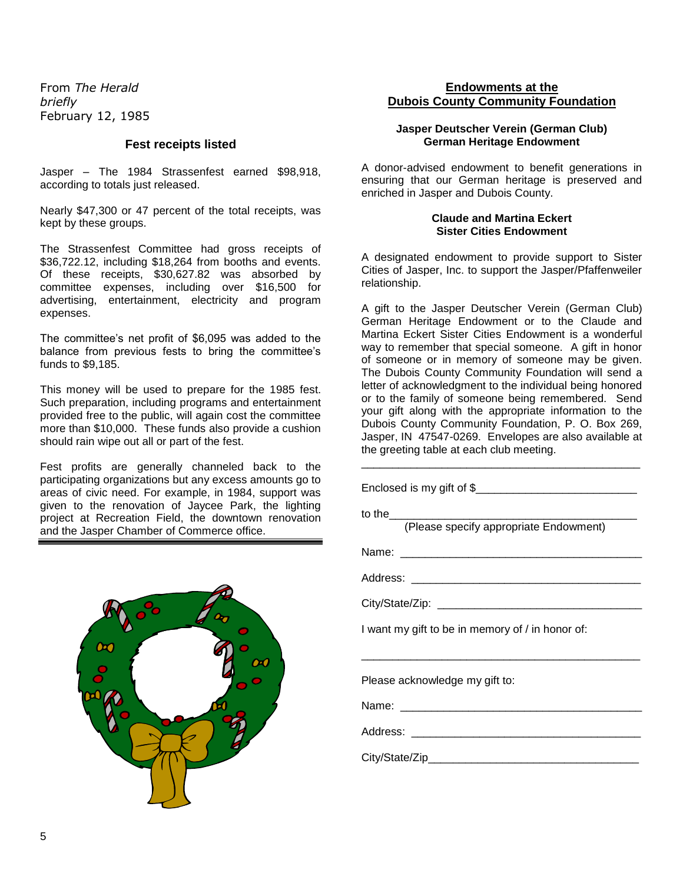From *The Herald*
*briefly*
February 12, 1985

### Fest receipts listed

Jasper – The 1984 Strassenfest earned $98,918, according to totals just released.

Nearly $47,300 or 47 percent of the total receipts, was kept by these groups.

The Strassenfest Committee had gross receipts of $36,722.12, including $18,264 from booths and events. Of these receipts, $30,627.82 was absorbed by committee expenses, including over $16,500 for advertising, entertainment, electricity and program expenses.

The committee's net profit of $6,095 was added to the balance from previous fests to bring the committee's funds to $9,185.

This money will be used to prepare for the 1985 fest. Such preparation, including programs and entertainment provided free to the public, will again cost the committee more than $10,000. These funds also provide a cushion should rain wipe out all or part of the fest.

Fest profits are generally channeled back to the participating organizations but any excess amounts go to areas of civic need. For example, in 1984, support was given to the renovation of Jaycee Park, the lighting project at Recreation Field, the downtown renovation and the Jasper Chamber of Commerce office.

## Endowments at the Dubois County Community Foundation

### Jasper Deutscher Verein (German Club) German Heritage Endowment

A donor-advised endowment to benefit generations in ensuring that our German heritage is preserved and enriched in Jasper and Dubois County.

### Claude and Martina Eckert Sister Cities Endowment

A designated endowment to provide support to Sister Cities of Jasper, Inc. to support the Jasper/Pfaffenweiler relationship.

A gift to the Jasper Deutscher Verein (German Club) German Heritage Endowment or to the Claude and Martina Eckert Sister Cities Endowment is a wonderful way to remember that special someone. A gift in honor of someone or in memory of someone may be given. The Dubois County Community Foundation will send a letter of acknowledgment to the individual being honored or to the family of someone being remembered. Send your gift along with the appropriate information to the Dubois County Community Foundation, P. O. Box 269, Jasper, IN 47547-0269. Envelopes are also available at the greeting table at each club meeting.

---

Enclosed is my gift of $__________________________

to the__________________________________________
(Please specify appropriate Endowment)

Name: ________________________________________

Address: ______________________________________

City/State/Zip: _________________________________

I want my gift to be in memory of / in honor of:

_______________________________________________

Please acknowledge my gift to:

Name: ________________________________________

Address: ______________________________________

City/State/Zip__________________________________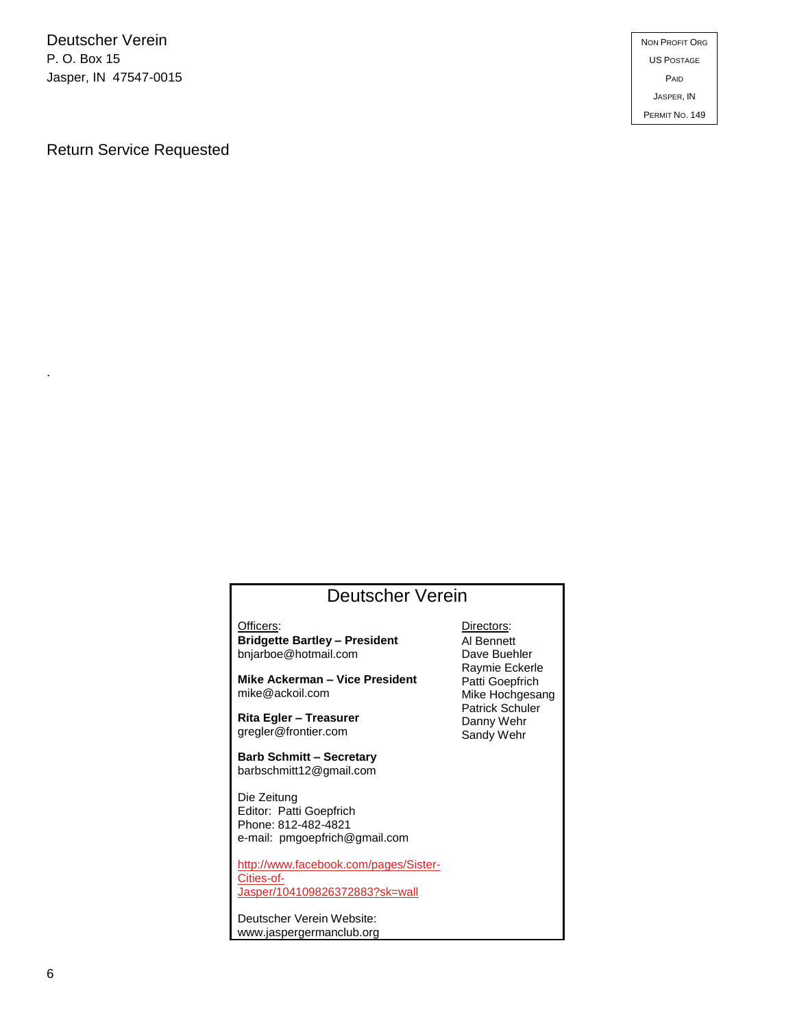Deutscher Verein
P. O. Box 15
Jasper, IN 47547-0015

NON PROFIT ORG
US POSTAGE
PAID
JASPER, IN
PERMIT NO. 149

Return Service Requested

.

## Deutscher Verein

Officers:

**Bridgette Bartley – President**
bnjarboe@hotmail.com

**Mike Ackerman – Vice President**
mike@ackoil.com

**Rita Egler – Treasurer**
gregler@frontier.com

**Barb Schmitt – Secretary**
barbschmitt12@gmail.com

Die Zeitung
Editor: Patti Goepfrich
Phone: 812-482-4821
e-mail: pmgoepfrich@gmail.com

http://www.facebook.com/pages/Sister-Cities-of-Jasper/104109826372883?sk=wall

Deutscher Verein Website:
www.jaspergermanclub.org

Directors:
Al Bennett
Dave Buehler
Raymie Eckerle
Patti Goepfrich
Mike Hochgesang
Patrick Schuler
Danny Wehr
Sandy Wehr